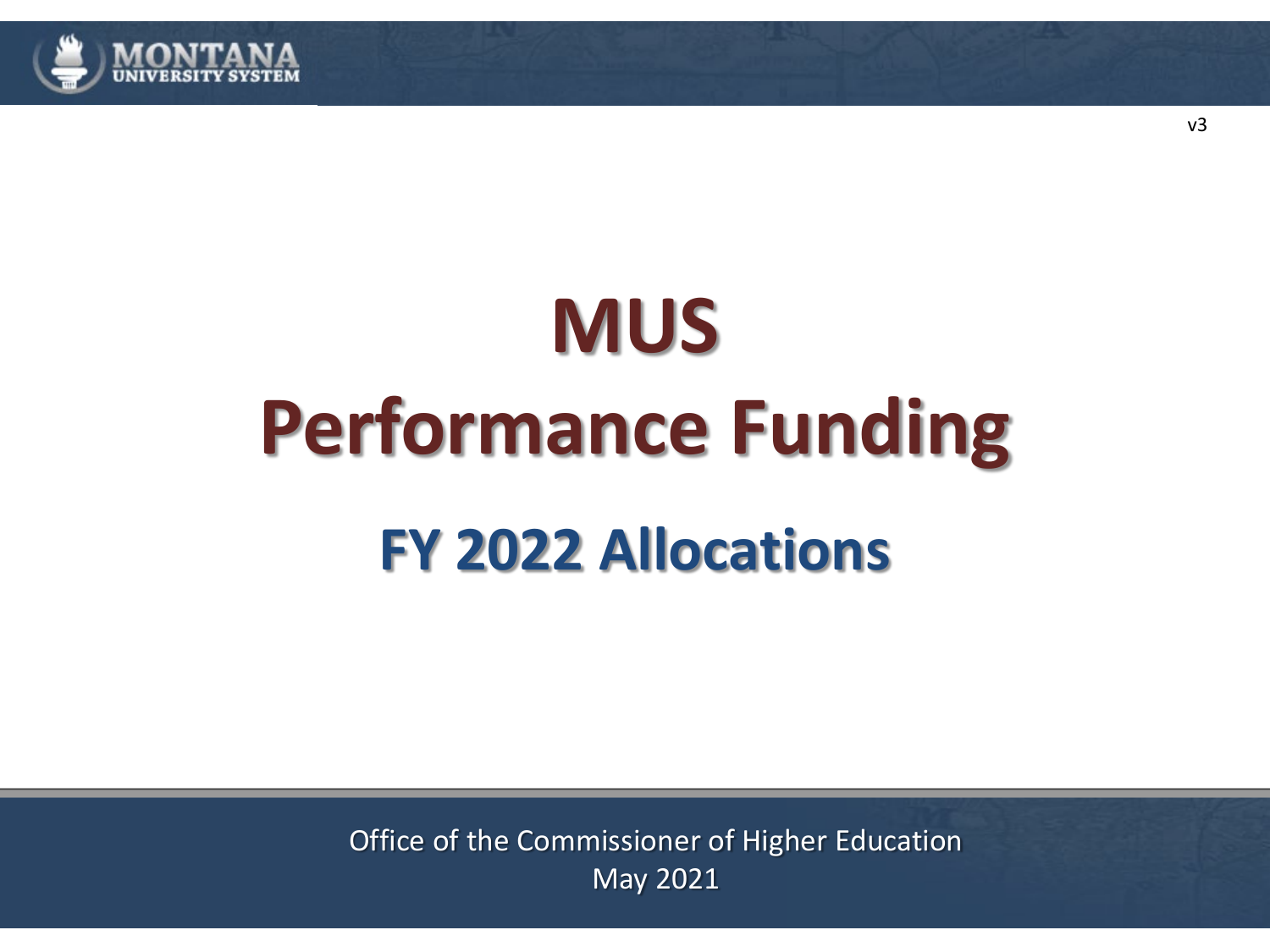v3

# MUS Performance Funding

## FY 2022 Allocations

Office of the Commissioner of Higher Education
May 2021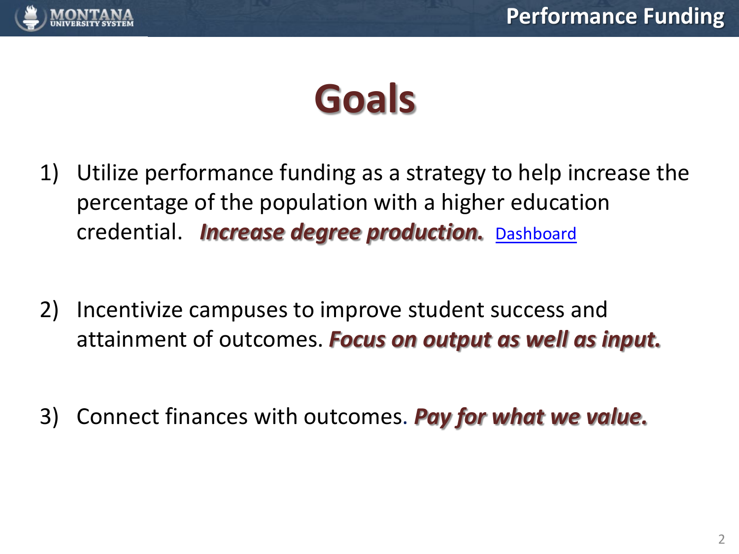# Goals

1) Utilize performance funding as a strategy to help increase the percentage of the population with a higher education credential. ***Increase degree production.*** Dashboard

2) Incentivize campuses to improve student success and attainment of outcomes. ***Focus on output as well as input.***

3) Connect finances with outcomes. ***Pay for what we value.***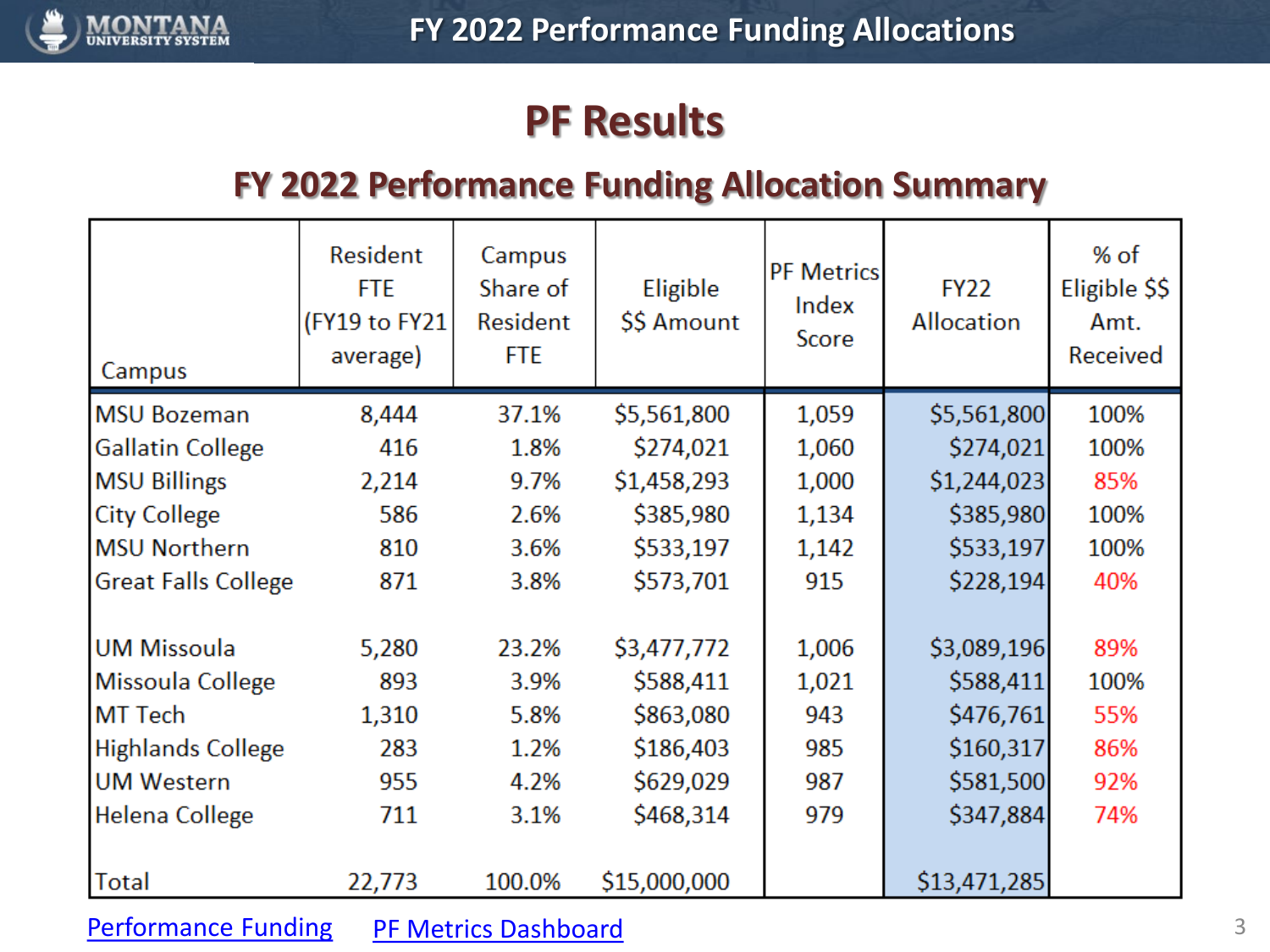# FY 2022 Performance Funding Allocations

## PF Results

### FY 2022 Performance Funding Allocation Summary

| Campus | Resident FTE (FY19 to FY21 average) | Campus Share of Resident FTE | Eligible $$ Amount | PF Metrics Index Score | FY22 Allocation | % of Eligible $$ Amt. Received |
|---|---|---|---|---|---|---|
| MSU Bozeman | 8,444 | 37.1% | $5,561,800 | 1,059 | $5,561,800 | 100% |
| Gallatin College | 416 | 1.8% | $274,021 | 1,060 | $274,021 | 100% |
| MSU Billings | 2,214 | 9.7% | $1,458,293 | 1,000 | $1,244,023 | 85% |
| City College | 586 | 2.6% | $385,980 | 1,134 | $385,980 | 100% |
| MSU Northern | 810 | 3.6% | $533,197 | 1,142 | $533,197 | 100% |
| Great Falls College | 871 | 3.8% | $573,701 | 915 | $228,194 | 40% |
| | | | | | | |
| UM Missoula | 5,280 | 23.2% | $3,477,772 | 1,006 | $3,089,196 | 89% |
| Missoula College | 893 | 3.9% | $588,411 | 1,021 | $588,411 | 100% |
| MT Tech | 1,310 | 5.8% | $863,080 | 943 | $476,761 | 55% |
| Highlands College | 283 | 1.2% | $186,403 | 985 | $160,317 | 86% |
| UM Western | 955 | 4.2% | $629,029 | 987 | $581,500 | 92% |
| Helena College | 711 | 3.1% | $468,314 | 979 | $347,884 | 74% |
| | | | | | | |
| Total | 22,773 | 100.0% | $15,000,000 | | $13,471,285 | |

Performance Funding    PF Metrics Dashboard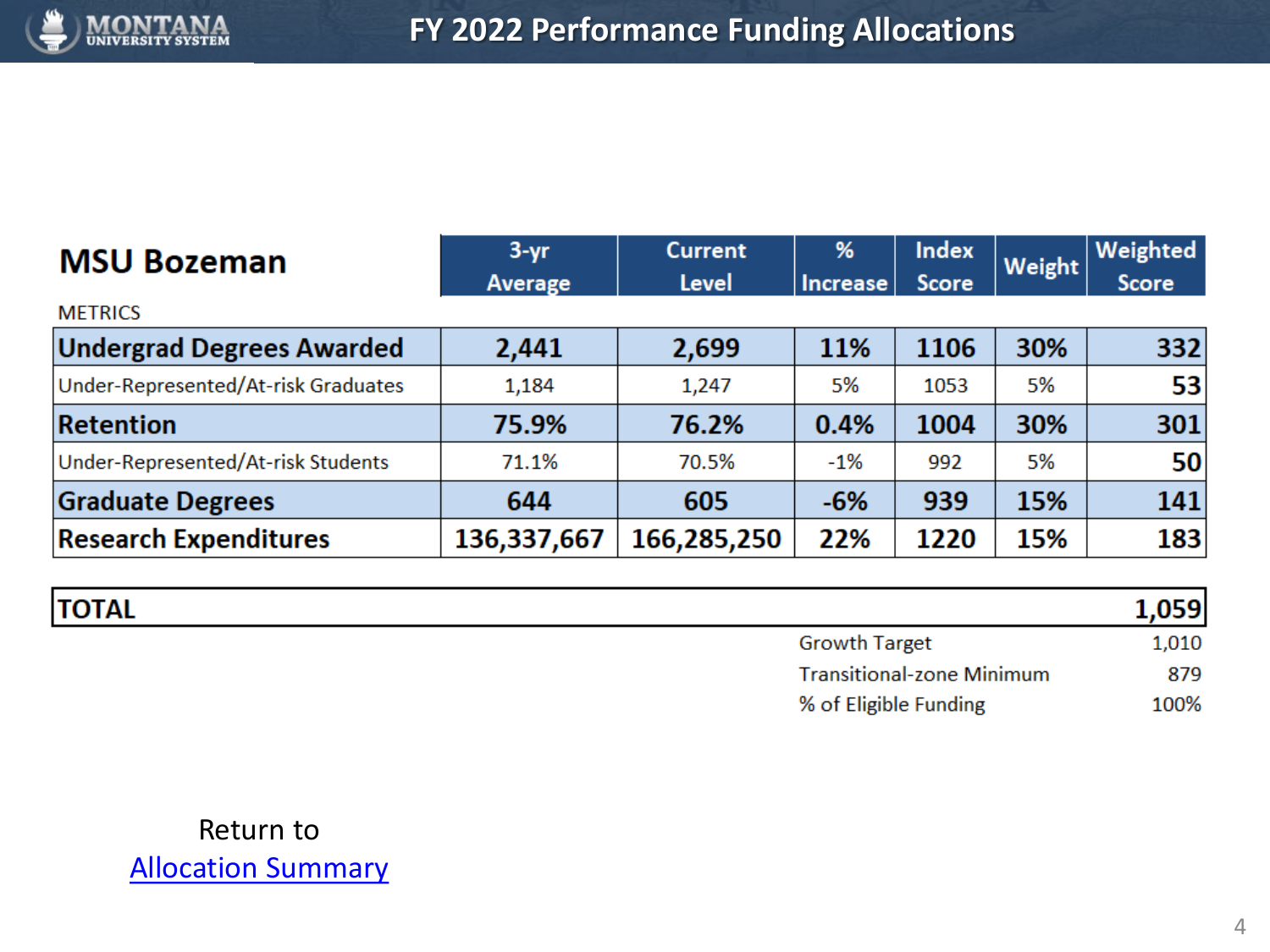# FY 2022 Performance Funding Allocations

## MSU Bozeman

| METRICS | 3-yr Average | Current Level | % Increase | Index Score | Weight | Weighted Score |
|---|---|---|---|---|---|---|
| **Undergrad Degrees Awarded** | **2,441** | **2,699** | **11%** | **1106** | **30%** | **332** |
| Under-Represented/At-risk Graduates | 1,184 | 1,247 | 5% | 1053 | 5% | **53** |
| **Retention** | **75.9%** | **76.2%** | **0.4%** | **1004** | **30%** | **301** |
| Under-Represented/At-risk Students | 71.1% | 70.5% | -1% | 992 | 5% | **50** |
| **Graduate Degrees** | **644** | **605** | **-6%** | **939** | **15%** | **141** |
| **Research Expenditures** | **136,337,667** | **166,285,250** | **22%** | **1220** | **15%** | **183** |

| **TOTAL** | **1,059** |
|---|---|
| Growth Target | 1,010 |
| Transitional-zone Minimum | 879 |
| % of Eligible Funding | 100% |

Return to
[Allocation Summary]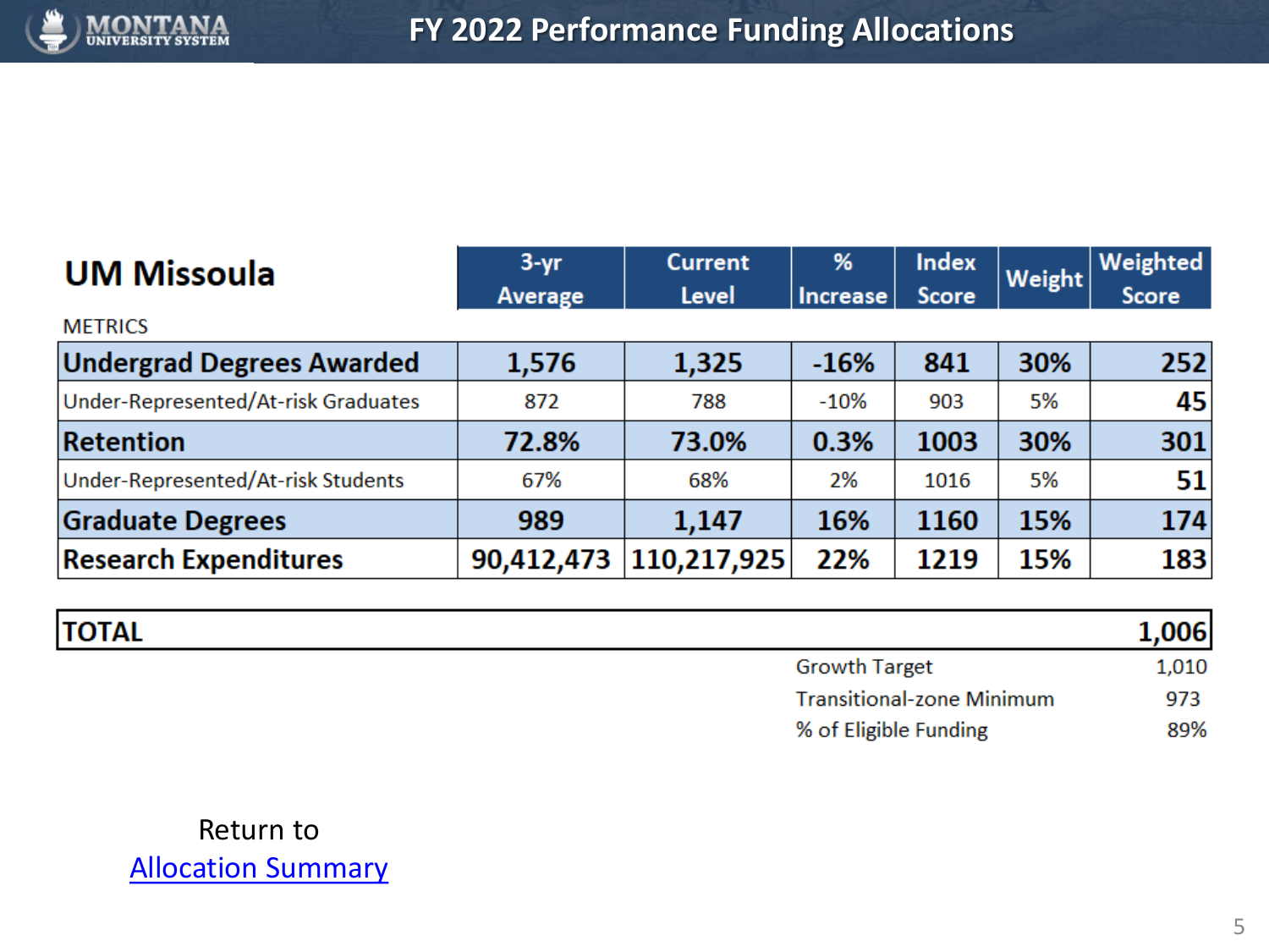# FY 2022 Performance Funding Allocations

## UM Missoula

| METRICS | 3-yr Average | Current Level | % Increase | Index Score | Weight | Weighted Score |
|---|---|---|---|---|---|---|
| **Undergrad Degrees Awarded** | **1,576** | **1,325** | **-16%** | **841** | **30%** | **252** |
| Under-Represented/At-risk Graduates | 872 | 788 | -10% | 903 | 5% | **45** |
| **Retention** | **72.8%** | **73.0%** | **0.3%** | **1003** | **30%** | **301** |
| Under-Represented/At-risk Students | 67% | 68% | 2% | 1016 | 5% | **51** |
| **Graduate Degrees** | **989** | **1,147** | **16%** | **1160** | **15%** | **174** |
| **Research Expenditures** | **90,412,473** | **110,217,925** | **22%** | **1219** | **15%** | **183** |

| **TOTAL** | **1,006** |
|---|---|
| Growth Target | 1,010 |
| Transitional-zone Minimum | 973 |
| % of Eligible Funding | 89% |

Return to
[Allocation Summary]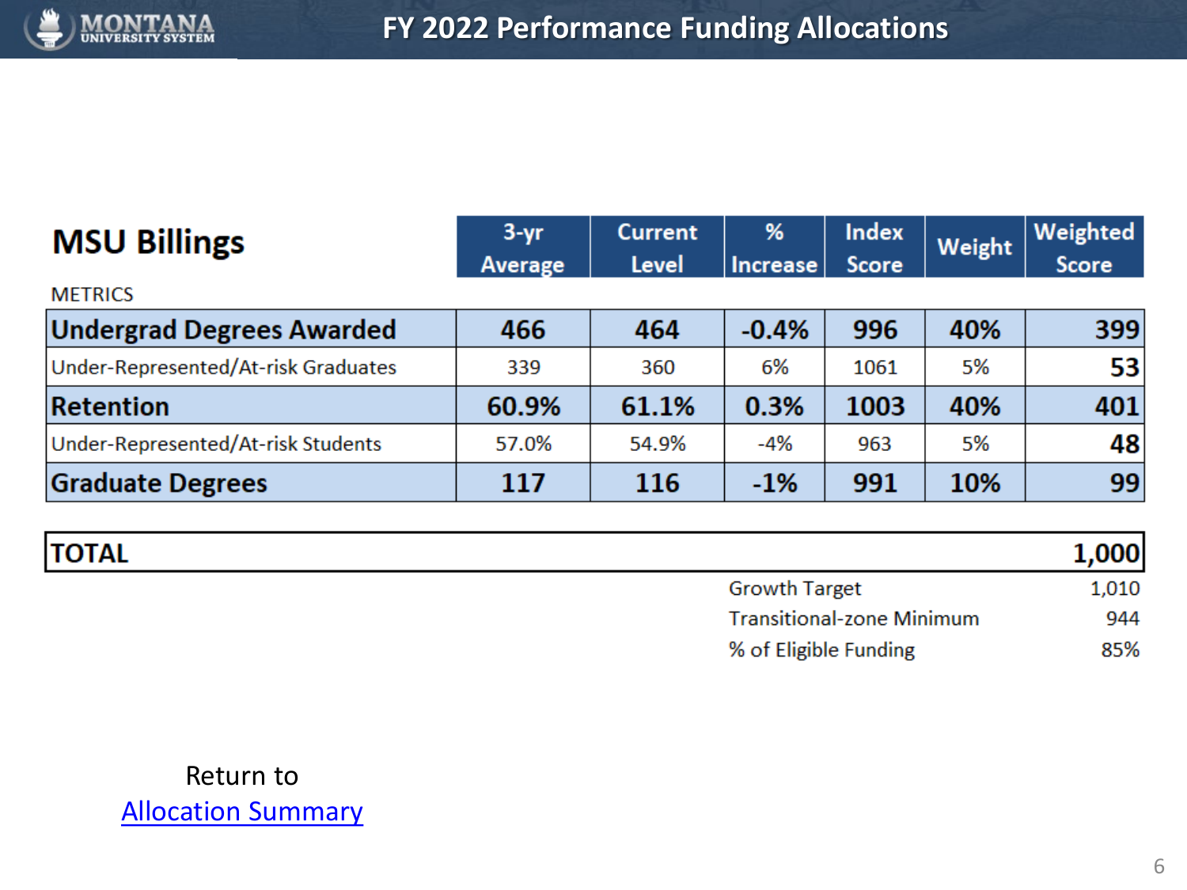# FY 2022 Performance Funding Allocations

## MSU Billings

| METRICS | 3-yr Average | Current Level | % Increase | Index Score | Weight | Weighted Score |
|---|---|---|---|---|---|---|
| **Undergrad Degrees Awarded** | **466** | **464** | **-0.4%** | **996** | **40%** | **399** |
| Under-Represented/At-risk Graduates | 339 | 360 | 6% | 1061 | 5% | **53** |
| **Retention** | **60.9%** | **61.1%** | **0.3%** | **1003** | **40%** | **401** |
| Under-Represented/At-risk Students | 57.0% | 54.9% | -4% | 963 | 5% | **48** |
| **Graduate Degrees** | **117** | **116** | **-1%** | **991** | **10%** | **99** |

| **TOTAL** | **1,000** |
|---|---|
| Growth Target | 1,010 |
| Transitional-zone Minimum | 944 |
| % of Eligible Funding | 85% |

Return to [Allocation Summary]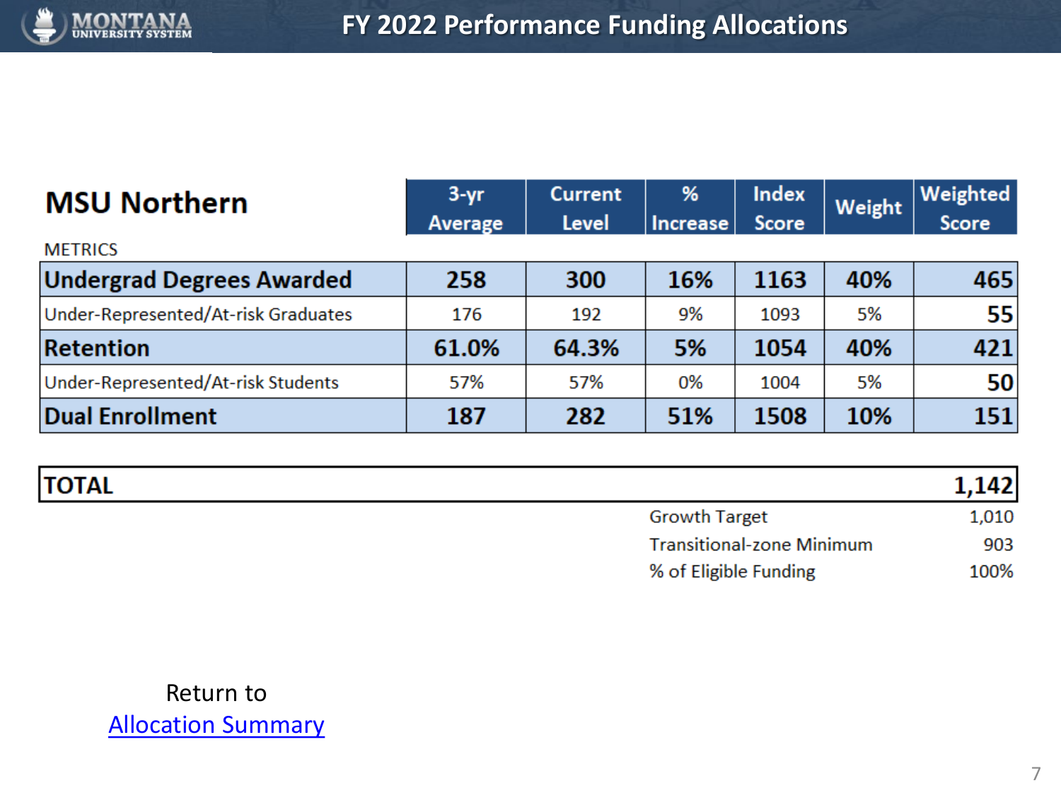# FY 2022 Performance Funding Allocations

## MSU Northern

| METRICS | 3-yr Average | Current Level | % Increase | Index Score | Weight | Weighted Score |
|---|---|---|---|---|---|---|
| **Undergrad Degrees Awarded** | **258** | **300** | **16%** | **1163** | **40%** | **465** |
| Under-Represented/At-risk Graduates | 176 | 192 | 9% | 1093 | 5% | **55** |
| **Retention** | **61.0%** | **64.3%** | **5%** | **1054** | **40%** | **421** |
| Under-Represented/At-risk Students | 57% | 57% | 0% | 1004 | 5% | **50** |
| **Dual Enrollment** | **187** | **282** | **51%** | **1508** | **10%** | **151** |

| **TOTAL** | **1,142** |
|---|---|
| Growth Target | 1,010 |
| Transitional-zone Minimum | 903 |
| % of Eligible Funding | 100% |

Return to
[Allocation Summary]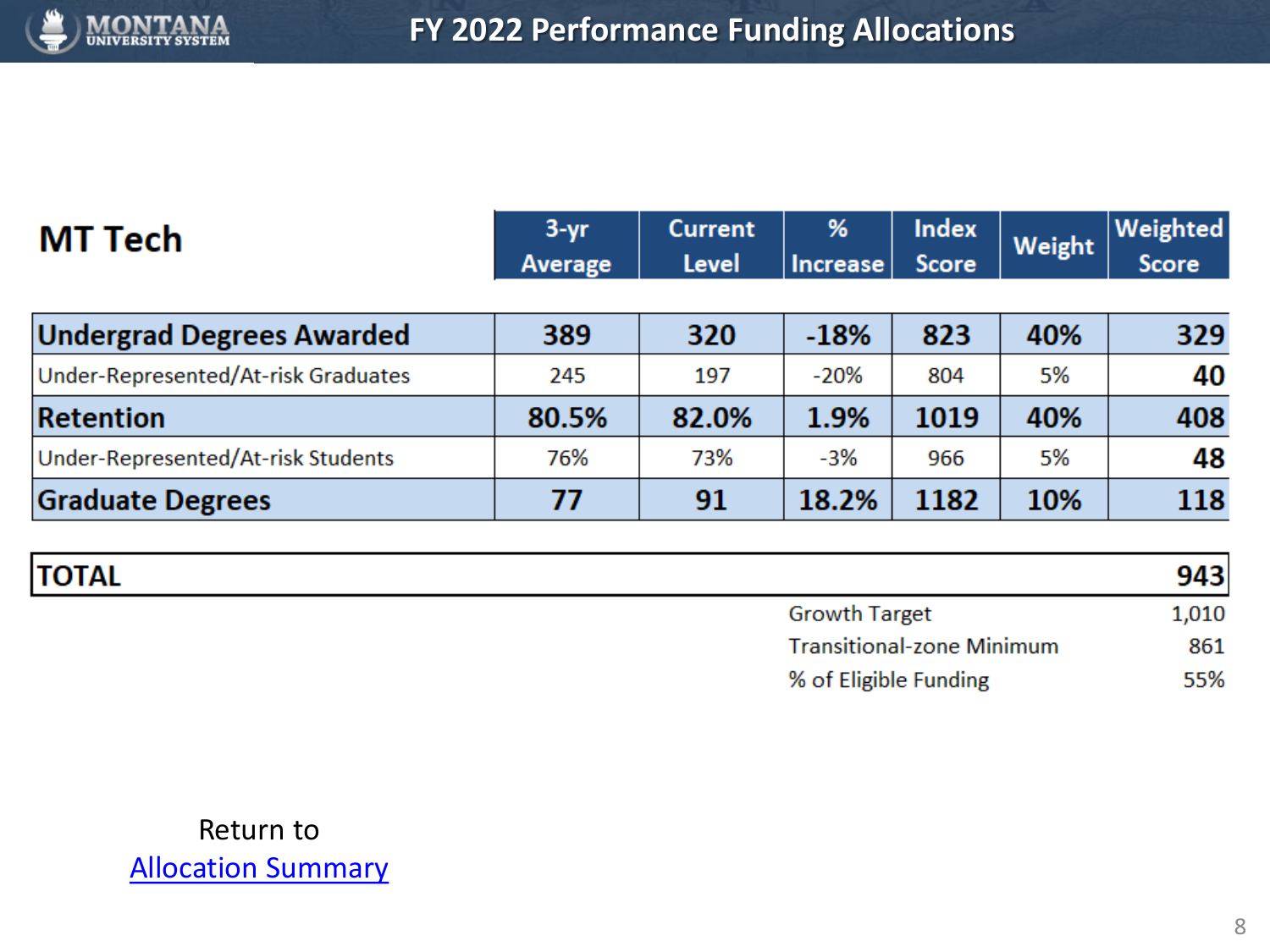# FY 2022 Performance Funding Allocations

## MT Tech

| | 3-yr Average | Current Level | % Increase | Index Score | Weight | Weighted Score |
|---|---|---|---|---|---|---|
| **Undergrad Degrees Awarded** | **389** | **320** | **-18%** | **823** | **40%** | **329** |
| Under-Represented/At-risk Graduates | 245 | 197 | -20% | 804 | 5% | **40** |
| **Retention** | **80.5%** | **82.0%** | **1.9%** | **1019** | **40%** | **408** |
| Under-Represented/At-risk Students | 76% | 73% | -3% | 966 | 5% | **48** |
| **Graduate Degrees** | **77** | **91** | **18.2%** | **1182** | **10%** | **118** |
| **TOTAL** | | | | | | **943** |

| | |
|---|---|
| Growth Target | 1,010 |
| Transitional-zone Minimum | 861 |
| % of Eligible Funding | 55% |

Return to
Allocation Summary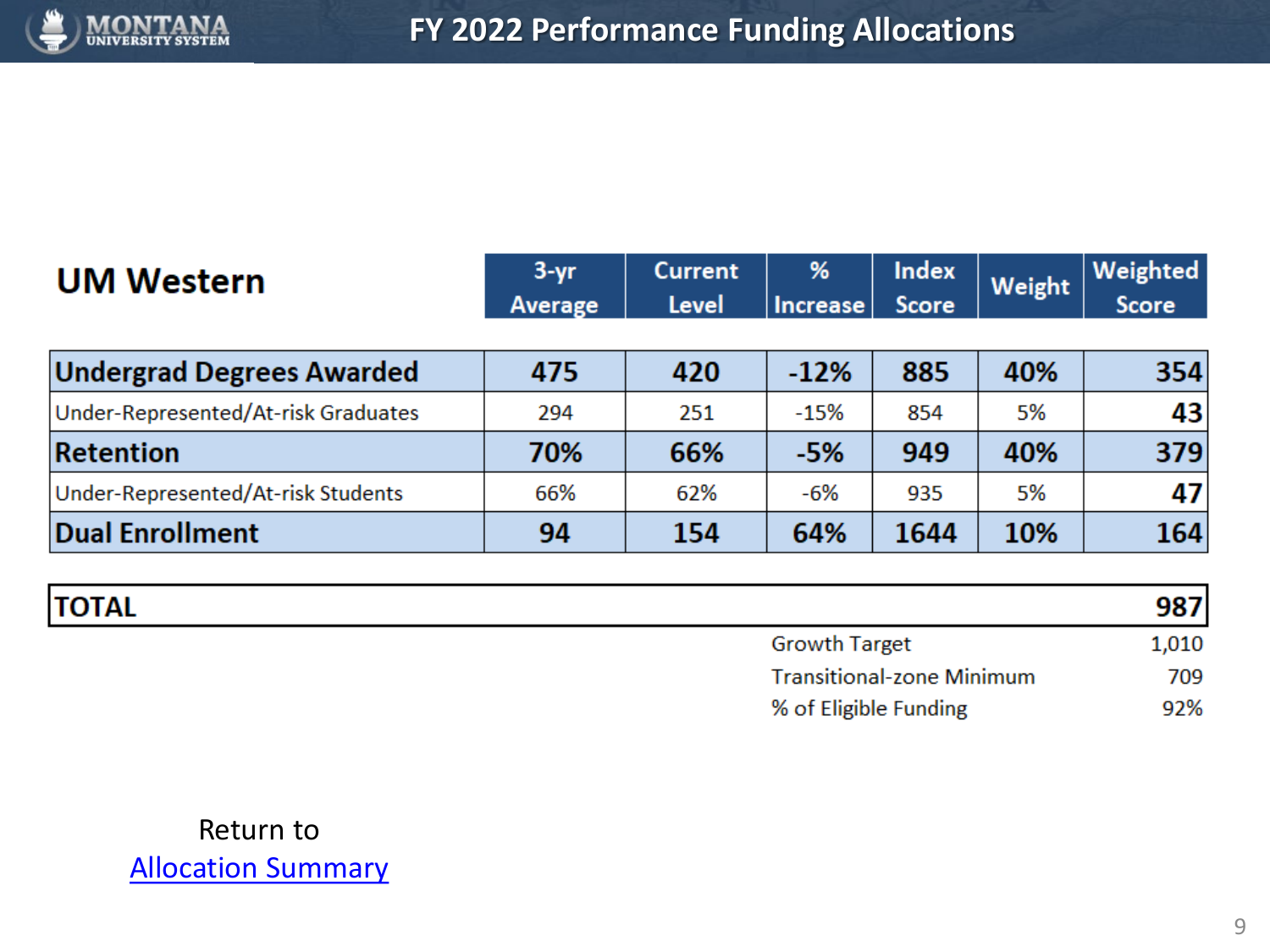# FY 2022 Performance Funding Allocations

## UM Western

| | 3-yr Average | Current Level | % Increase | Index Score | Weight | Weighted Score |
|---|---|---|---|---|---|---|
| **Undergrad Degrees Awarded** | **475** | **420** | **-12%** | **885** | **40%** | **354** |
| Under-Represented/At-risk Graduates | 294 | 251 | -15% | 854 | 5% | **43** |
| **Retention** | **70%** | **66%** | **-5%** | **949** | **40%** | **379** |
| Under-Represented/At-risk Students | 66% | 62% | -6% | 935 | 5% | **47** |
| **Dual Enrollment** | **94** | **154** | **64%** | **1644** | **10%** | **164** |

| | |
|---|---|
| **TOTAL** | **987** |
| Growth Target | 1,010 |
| Transitional-zone Minimum | 709 |
| % of Eligible Funding | 92% |

Return to
[Allocation Summary]()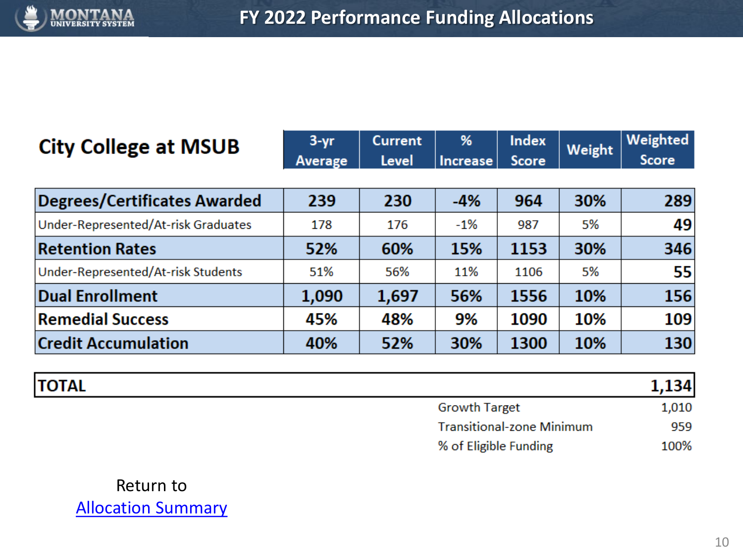# FY 2022 Performance Funding Allocations

| City College at MSUB | 3-yr Average | Current Level | % Increase | Index Score | Weight | Weighted Score |
|---|---|---|---|---|---|---|
| **Degrees/Certificates Awarded** | **239** | **230** | **-4%** | **964** | **30%** | **289** |
| Under-Represented/At-risk Graduates | 178 | 176 | -1% | 987 | 5% | **49** |
| **Retention Rates** | **52%** | **60%** | **15%** | **1153** | **30%** | **346** |
| Under-Represented/At-risk Students | 51% | 56% | 11% | 1106 | 5% | **55** |
| **Dual Enrollment** | **1,090** | **1,697** | **56%** | **1556** | **10%** | **156** |
| **Remedial Success** | **45%** | **48%** | **9%** | **1090** | **10%** | **109** |
| **Credit Accumulation** | **40%** | **52%** | **30%** | **1300** | **10%** | **130** |
| **TOTAL** | | | | | | **1,134** |
| | | | | Growth Target | | 1,010 |
| | | | | Transitional-zone Minimum | | 959 |
| | | | | % of Eligible Funding | | 100% |

Return to
[Allocation Summary]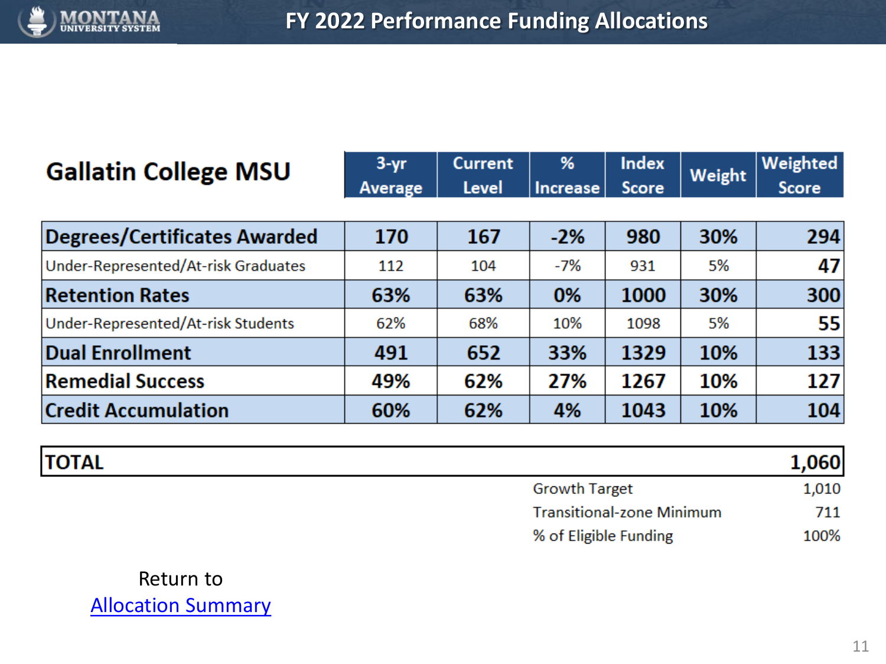# FY 2022 Performance Funding Allocations

| Gallatin College MSU | 3-yr Average | Current Level | % Increase | Index Score | Weight | Weighted Score |
|---|---|---|---|---|---|---|
| **Degrees/Certificates Awarded** | **170** | **167** | **-2%** | **980** | **30%** | **294** |
| Under-Represented/At-risk Graduates | 112 | 104 | -7% | 931 | 5% | **47** |
| **Retention Rates** | **63%** | **63%** | **0%** | **1000** | **30%** | **300** |
| Under-Represented/At-risk Students | 62% | 68% | 10% | 1098 | 5% | **55** |
| **Dual Enrollment** | **491** | **652** | **33%** | **1329** | **10%** | **133** |
| **Remedial Success** | **49%** | **62%** | **27%** | **1267** | **10%** | **127** |
| **Credit Accumulation** | **60%** | **62%** | **4%** | **1043** | **10%** | **104** |

| **TOTAL** | **1,060** |
|---|---|
| Growth Target | 1,010 |
| Transitional-zone Minimum | 711 |
| % of Eligible Funding | 100% |

Return to
Allocation Summary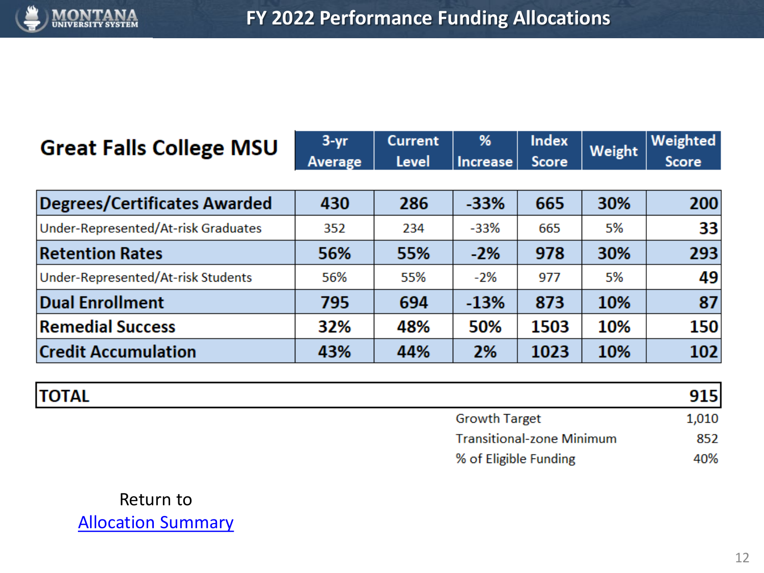# FY 2022 Performance Funding Allocations

| Great Falls College MSU | 3-yr Average | Current Level | % Increase | Index Score | Weight | Weighted Score |
|---|---|---|---|---|---|---|
| **Degrees/Certificates Awarded** | **430** | **286** | **-33%** | **665** | **30%** | **200** |
| Under-Represented/At-risk Graduates | 352 | 234 | -33% | 665 | 5% | **33** |
| **Retention Rates** | **56%** | **55%** | **-2%** | **978** | **30%** | **293** |
| Under-Represented/At-risk Students | 56% | 55% | -2% | 977 | 5% | **49** |
| **Dual Enrollment** | **795** | **694** | **-13%** | **873** | **10%** | **87** |
| **Remedial Success** | **32%** | **48%** | **50%** | **1503** | **10%** | **150** |
| **Credit Accumulation** | **43%** | **44%** | **2%** | **1023** | **10%** | **102** |

| **TOTAL** | **915** |
|---|---|
| Growth Target | 1,010 |
| Transitional-zone Minimum | 852 |
| % of Eligible Funding | 40% |

Return to Allocation Summary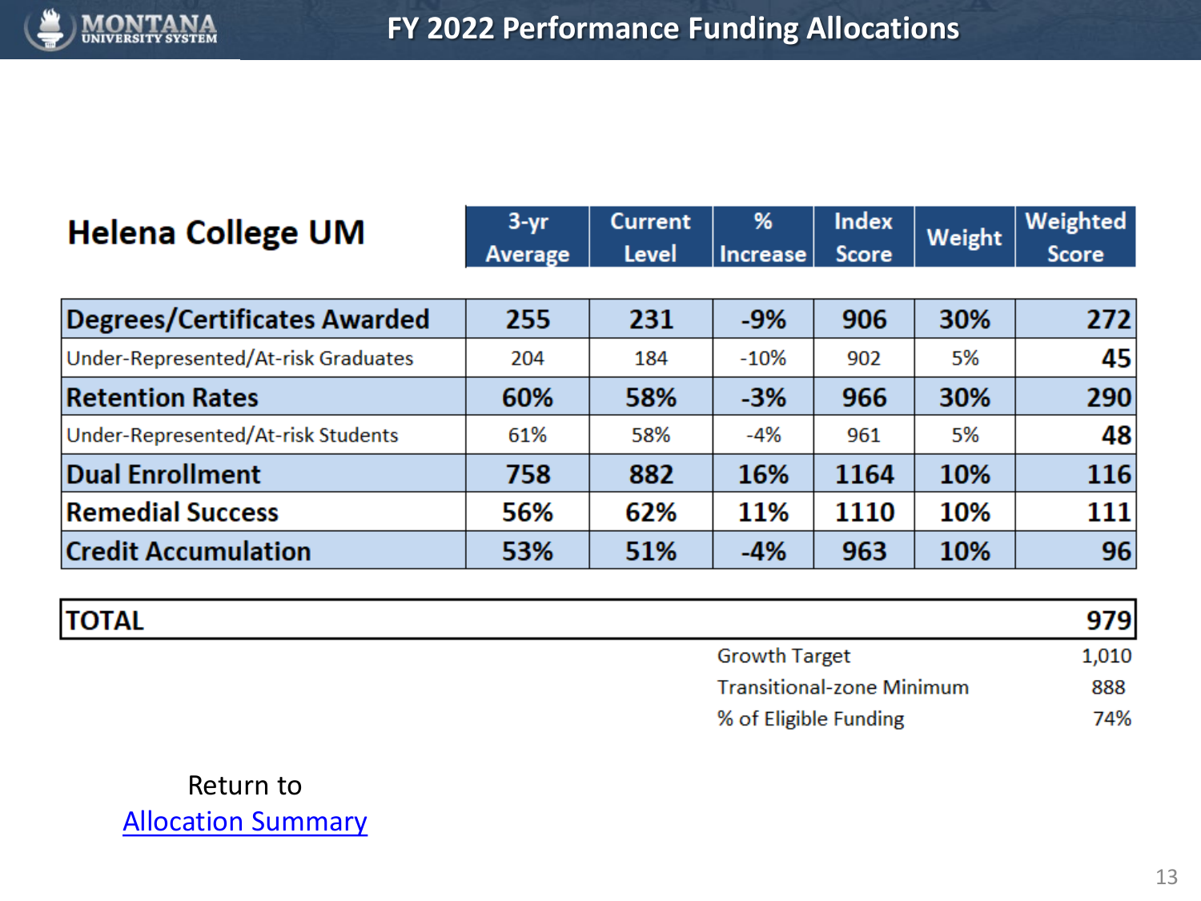# FY 2022 Performance Funding Allocations

| Helena College UM | 3-yr Average | Current Level | % Increase | Index Score | Weight | Weighted Score |
|---|---|---|---|---|---|---|
| **Degrees/Certificates Awarded** | **255** | **231** | **-9%** | **906** | **30%** | **272** |
| Under-Represented/At-risk Graduates | 204 | 184 | -10% | 902 | 5% | **45** |
| **Retention Rates** | **60%** | **58%** | **-3%** | **966** | **30%** | **290** |
| Under-Represented/At-risk Students | 61% | 58% | -4% | 961 | 5% | **48** |
| **Dual Enrollment** | **758** | **882** | **16%** | **1164** | **10%** | **116** |
| **Remedial Success** | **56%** | **62%** | **11%** | **1110** | **10%** | **111** |
| **Credit Accumulation** | **53%** | **51%** | **-4%** | **963** | **10%** | **96** |

| | |
|---|---|
| **TOTAL** | **979** |
| Growth Target | 1,010 |
| Transitional-zone Minimum | 888 |
| % of Eligible Funding | 74% |

Return to
[Allocation Summary]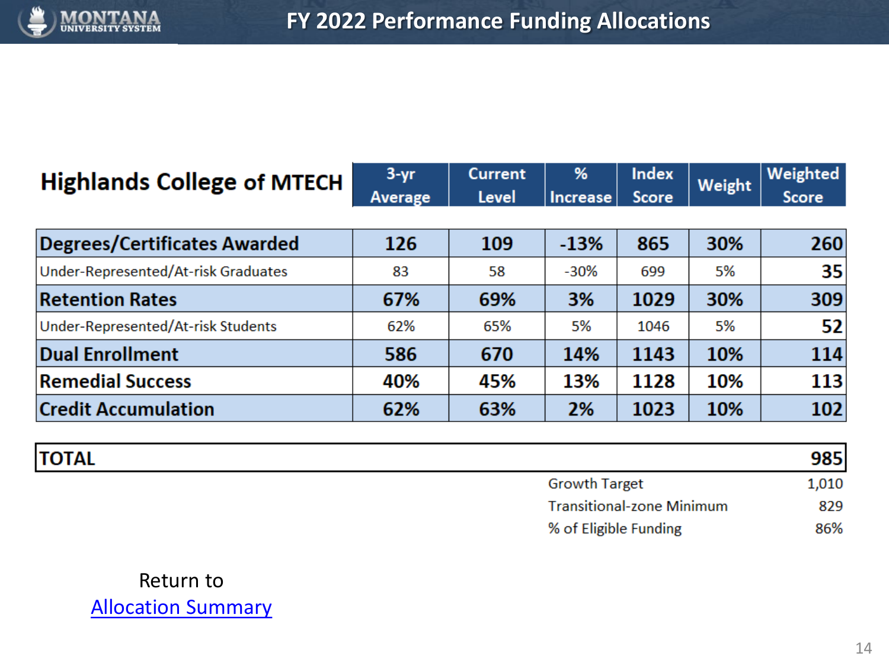# FY 2022 Performance Funding Allocations

| Highlands College of MTECH | 3-yr Average | Current Level | % Increase | Index Score | Weight | Weighted Score |
|---|---|---|---|---|---|---|
| **Degrees/Certificates Awarded** | **126** | **109** | **-13%** | **865** | **30%** | **260** |
| Under-Represented/At-risk Graduates | 83 | 58 | -30% | 699 | 5% | **35** |
| **Retention Rates** | **67%** | **69%** | **3%** | **1029** | **30%** | **309** |
| Under-Represented/At-risk Students | 62% | 65% | 5% | 1046 | 5% | **52** |
| **Dual Enrollment** | **586** | **670** | **14%** | **1143** | **10%** | **114** |
| **Remedial Success** | **40%** | **45%** | **13%** | **1128** | **10%** | **113** |
| **Credit Accumulation** | **62%** | **63%** | **2%** | **1023** | **10%** | **102** |

| | |
|---|---|
| **TOTAL** | **985** |
| Growth Target | 1,010 |
| Transitional-zone Minimum | 829 |
| % of Eligible Funding | 86% |

Return to
[Allocation Summary]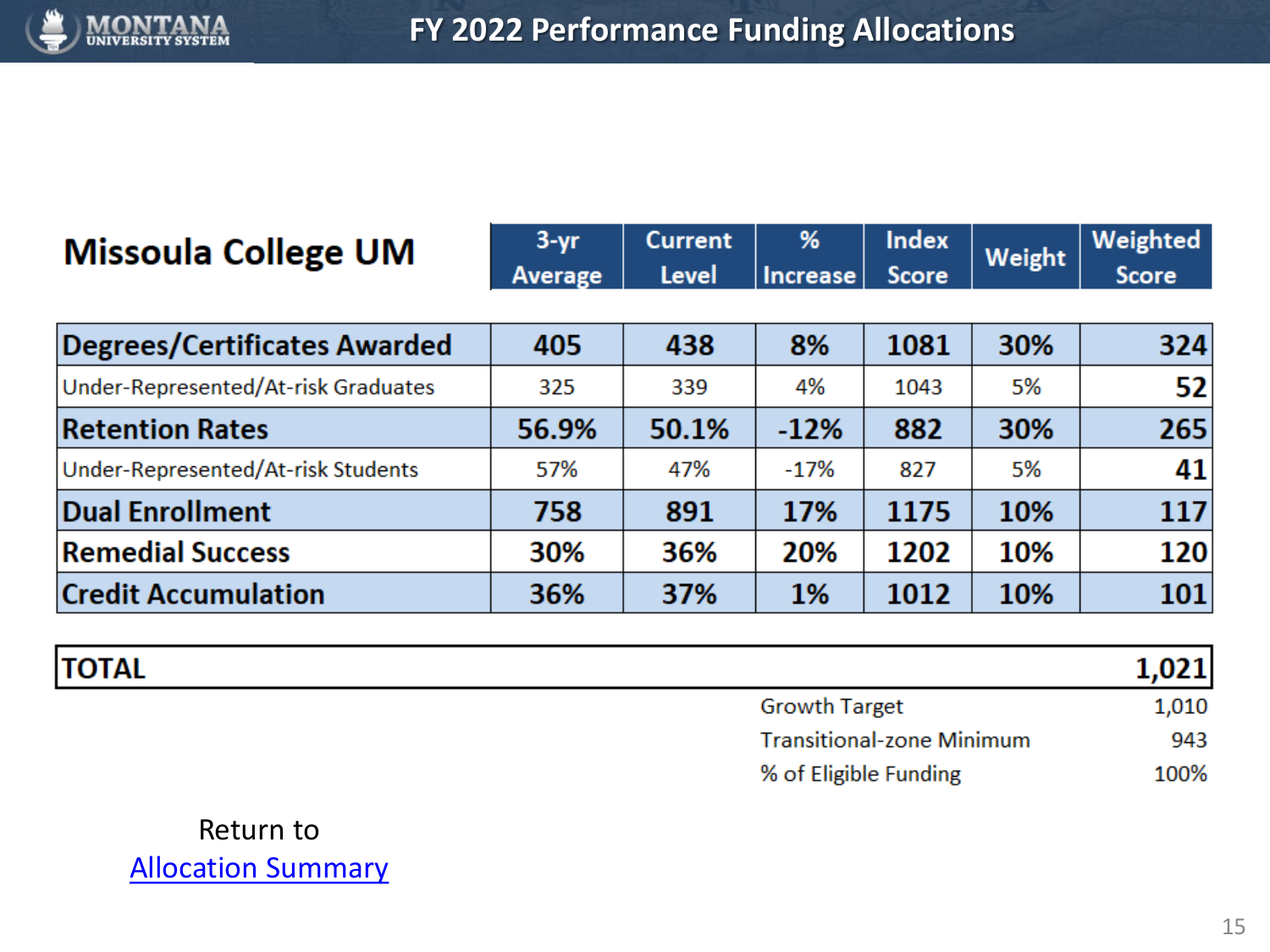# FY 2022 Performance Funding Allocations

## Missoula College UM

| | 3-yr Average | Current Level | % Increase | Index Score | Weight | Weighted Score |
|---|---|---|---|---|---|---|
| **Degrees/Certificates Awarded** | **405** | **438** | **8%** | **1081** | **30%** | **324** |
| Under-Represented/At-risk Graduates | 325 | 339 | 4% | 1043 | 5% | **52** |
| **Retention Rates** | **56.9%** | **50.1%** | **-12%** | **882** | **30%** | **265** |
| Under-Represented/At-risk Students | 57% | 47% | -17% | 827 | 5% | **41** |
| **Dual Enrollment** | **758** | **891** | **17%** | **1175** | **10%** | **117** |
| **Remedial Success** | **30%** | **36%** | **20%** | **1202** | **10%** | **120** |
| **Credit Accumulation** | **36%** | **37%** | **1%** | **1012** | **10%** | **101** |

| | |
|---|---|
| **TOTAL** | **1,021** |
| Growth Target | 1,010 |
| Transitional-zone Minimum | 943 |
| % of Eligible Funding | 100% |

Return to
[Allocation Summary]